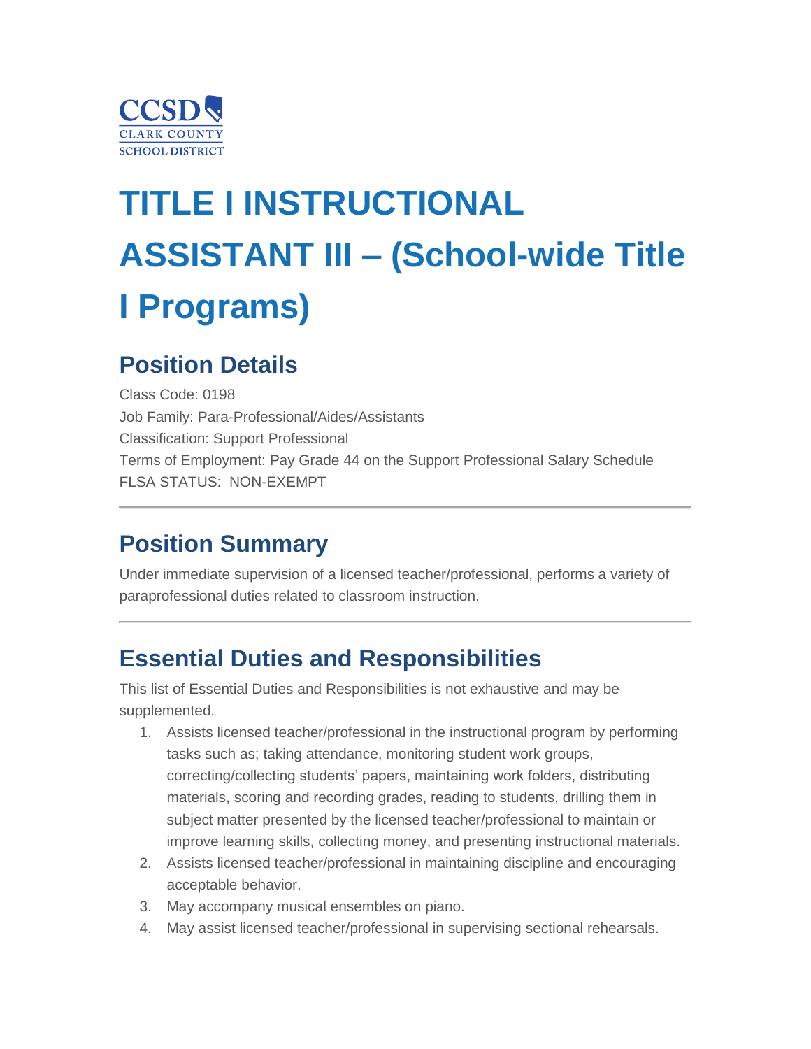CCSD
CLARK COUNTY
SCHOOL DISTRICT

# TITLE I INSTRUCTIONAL ASSISTANT III – (School-wide Title I Programs)

## Position Details

Class Code: 0198
Job Family: Para-Professional/Aides/Assistants
Classification: Support Professional
Terms of Employment: Pay Grade 44 on the Support Professional Salary Schedule
FLSA STATUS: NON-EXEMPT

---

## Position Summary

Under immediate supervision of a licensed teacher/professional, performs a variety of paraprofessional duties related to classroom instruction.

---

## Essential Duties and Responsibilities

This list of Essential Duties and Responsibilities is not exhaustive and may be supplemented.

1. Assists licensed teacher/professional in the instructional program by performing tasks such as; taking attendance, monitoring student work groups, correcting/collecting students' papers, maintaining work folders, distributing materials, scoring and recording grades, reading to students, drilling them in subject matter presented by the licensed teacher/professional to maintain or improve learning skills, collecting money, and presenting instructional materials.
2. Assists licensed teacher/professional in maintaining discipline and encouraging acceptable behavior.
3. May accompany musical ensembles on piano.
4. May assist licensed teacher/professional in supervising sectional rehearsals.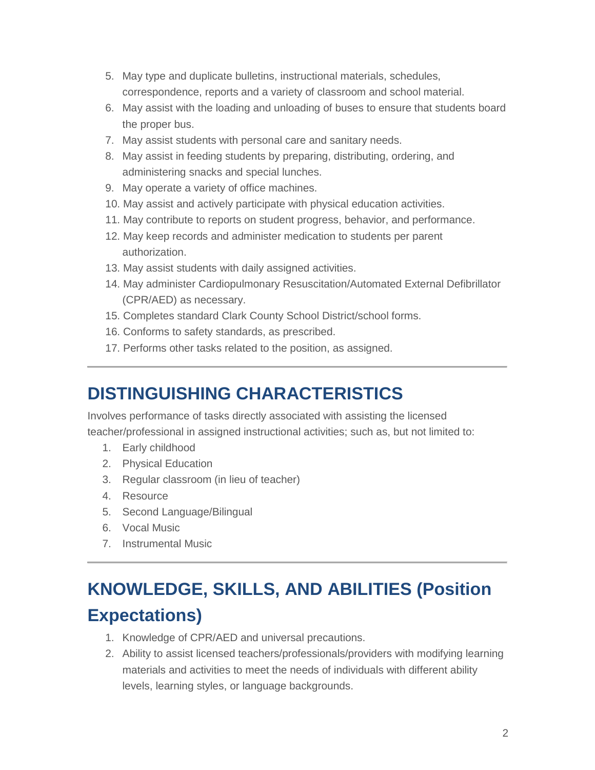5. May type and duplicate bulletins, instructional materials, schedules, correspondence, reports and a variety of classroom and school material.
6. May assist with the loading and unloading of buses to ensure that students board the proper bus.
7. May assist students with personal care and sanitary needs.
8. May assist in feeding students by preparing, distributing, ordering, and administering snacks and special lunches.
9. May operate a variety of office machines.
10. May assist and actively participate with physical education activities.
11. May contribute to reports on student progress, behavior, and performance.
12. May keep records and administer medication to students per parent authorization.
13. May assist students with daily assigned activities.
14. May administer Cardiopulmonary Resuscitation/Automated External Defibrillator (CPR/AED) as necessary.
15. Completes standard Clark County School District/school forms.
16. Conforms to safety standards, as prescribed.
17. Performs other tasks related to the position, as assigned.

---

## DISTINGUISHING CHARACTERISTICS

Involves performance of tasks directly associated with assisting the licensed teacher/professional in assigned instructional activities; such as, but not limited to:

1. Early childhood
2. Physical Education
3. Regular classroom (in lieu of teacher)
4. Resource
5. Second Language/Bilingual
6. Vocal Music
7. Instrumental Music

---

## KNOWLEDGE, SKILLS, AND ABILITIES (Position Expectations)

1. Knowledge of CPR/AED and universal precautions.
2. Ability to assist licensed teachers/professionals/providers with modifying learning materials and activities to meet the needs of individuals with different ability levels, learning styles, or language backgrounds.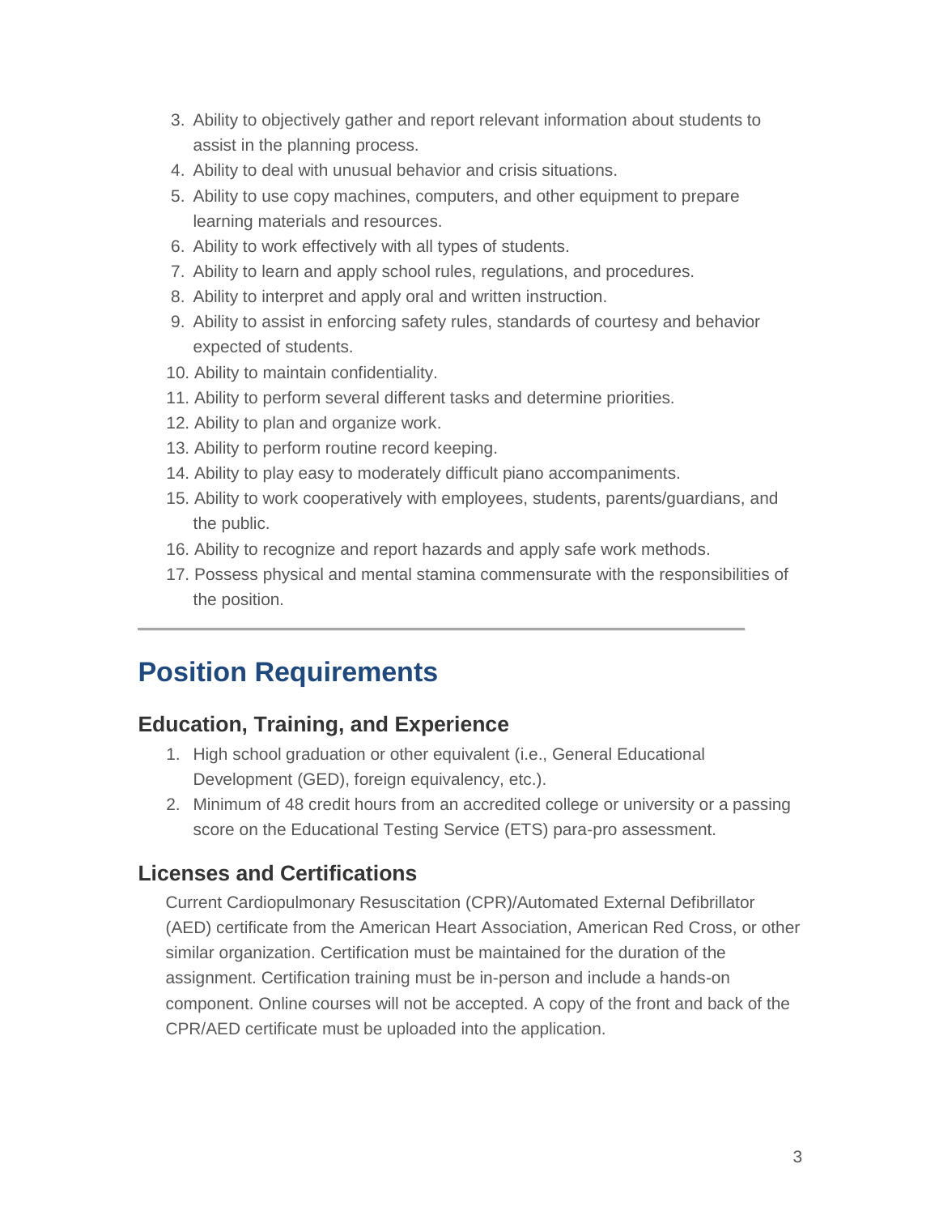3. Ability to objectively gather and report relevant information about students to assist in the planning process.
4. Ability to deal with unusual behavior and crisis situations.
5. Ability to use copy machines, computers, and other equipment to prepare learning materials and resources.
6. Ability to work effectively with all types of students.
7. Ability to learn and apply school rules, regulations, and procedures.
8. Ability to interpret and apply oral and written instruction.
9. Ability to assist in enforcing safety rules, standards of courtesy and behavior expected of students.
10. Ability to maintain confidentiality.
11. Ability to perform several different tasks and determine priorities.
12. Ability to plan and organize work.
13. Ability to perform routine record keeping.
14. Ability to play easy to moderately difficult piano accompaniments.
15. Ability to work cooperatively with employees, students, parents/guardians, and the public.
16. Ability to recognize and report hazards and apply safe work methods.
17. Possess physical and mental stamina commensurate with the responsibilities of the position.

---

# Position Requirements

## Education, Training, and Experience

1. High school graduation or other equivalent (i.e., General Educational Development (GED), foreign equivalency, etc.).
2. Minimum of 48 credit hours from an accredited college or university or a passing score on the Educational Testing Service (ETS) para-pro assessment.

## Licenses and Certifications

Current Cardiopulmonary Resuscitation (CPR)/Automated External Defibrillator (AED) certificate from the American Heart Association, American Red Cross, or other similar organization. Certification must be maintained for the duration of the assignment. Certification training must be in-person and include a hands-on component. Online courses will not be accepted. A copy of the front and back of the CPR/AED certificate must be uploaded into the application.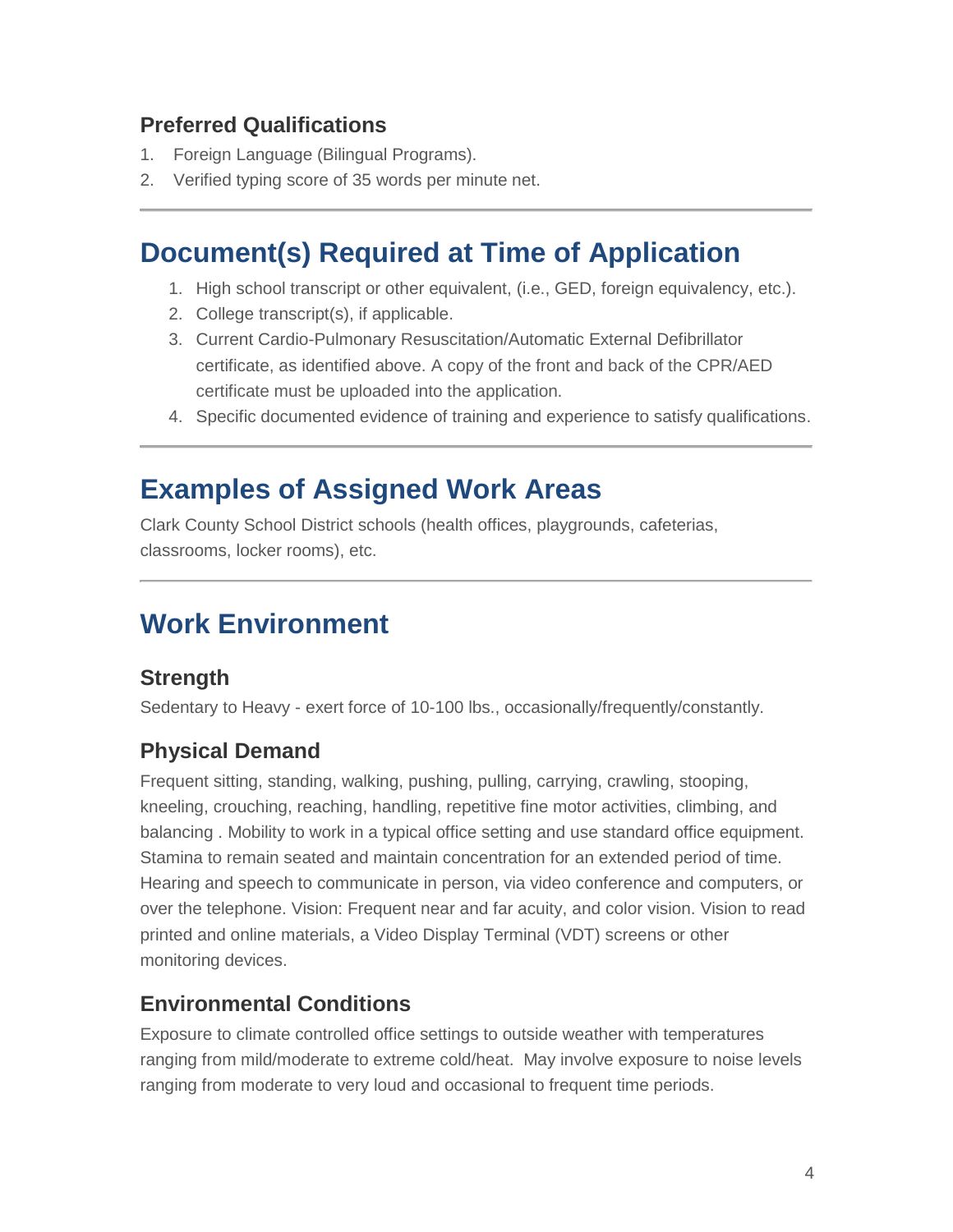### Preferred Qualifications

1. Foreign Language (Bilingual Programs).
2. Verified typing score of 35 words per minute net.

---

## Document(s) Required at Time of Application

1. High school transcript or other equivalent, (i.e., GED, foreign equivalency, etc.).
2. College transcript(s), if applicable.
3. Current Cardio-Pulmonary Resuscitation/Automatic External Defibrillator certificate, as identified above. A copy of the front and back of the CPR/AED certificate must be uploaded into the application.
4. Specific documented evidence of training and experience to satisfy qualifications.

---

## Examples of Assigned Work Areas

Clark County School District schools (health offices, playgrounds, cafeterias, classrooms, locker rooms), etc.

---

## Work Environment

### Strength

Sedentary to Heavy - exert force of 10-100 lbs., occasionally/frequently/constantly.

### Physical Demand

Frequent sitting, standing, walking, pushing, pulling, carrying, crawling, stooping, kneeling, crouching, reaching, handling, repetitive fine motor activities, climbing, and balancing . Mobility to work in a typical office setting and use standard office equipment. Stamina to remain seated and maintain concentration for an extended period of time. Hearing and speech to communicate in person, via video conference and computers, or over the telephone. Vision: Frequent near and far acuity, and color vision. Vision to read printed and online materials, a Video Display Terminal (VDT) screens or other monitoring devices.

### Environmental Conditions

Exposure to climate controlled office settings to outside weather with temperatures ranging from mild/moderate to extreme cold/heat. May involve exposure to noise levels ranging from moderate to very loud and occasional to frequent time periods.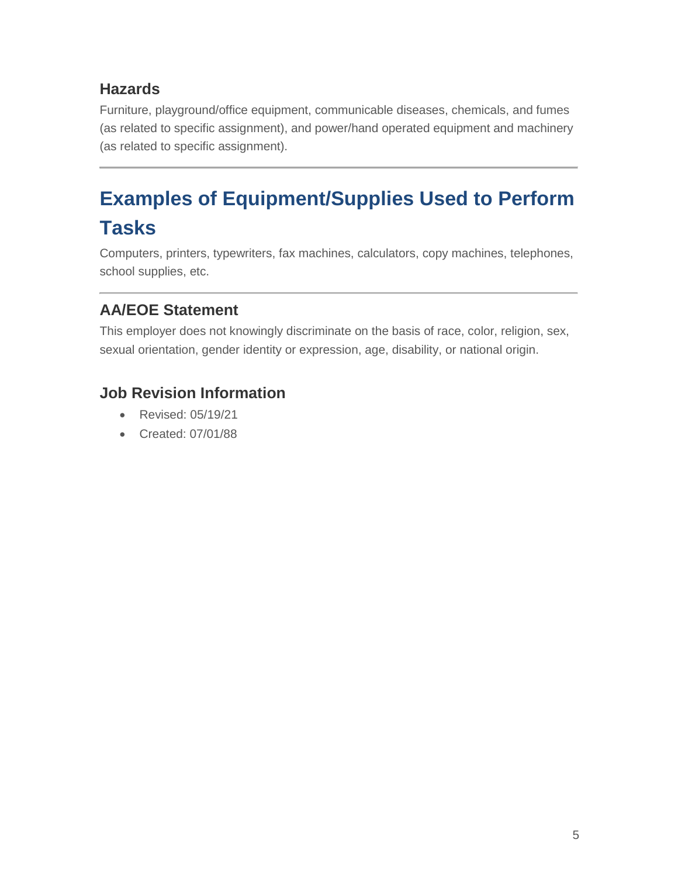### Hazards

Furniture, playground/office equipment, communicable diseases, chemicals, and fumes (as related to specific assignment), and power/hand operated equipment and machinery (as related to specific assignment).

---

## Examples of Equipment/Supplies Used to Perform Tasks

Computers, printers, typewriters, fax machines, calculators, copy machines, telephones, school supplies, etc.

---

### AA/EOE Statement

This employer does not knowingly discriminate on the basis of race, color, religion, sex, sexual orientation, gender identity or expression, age, disability, or national origin.

### Job Revision Information

- Revised: 05/19/21
- Created: 07/01/88